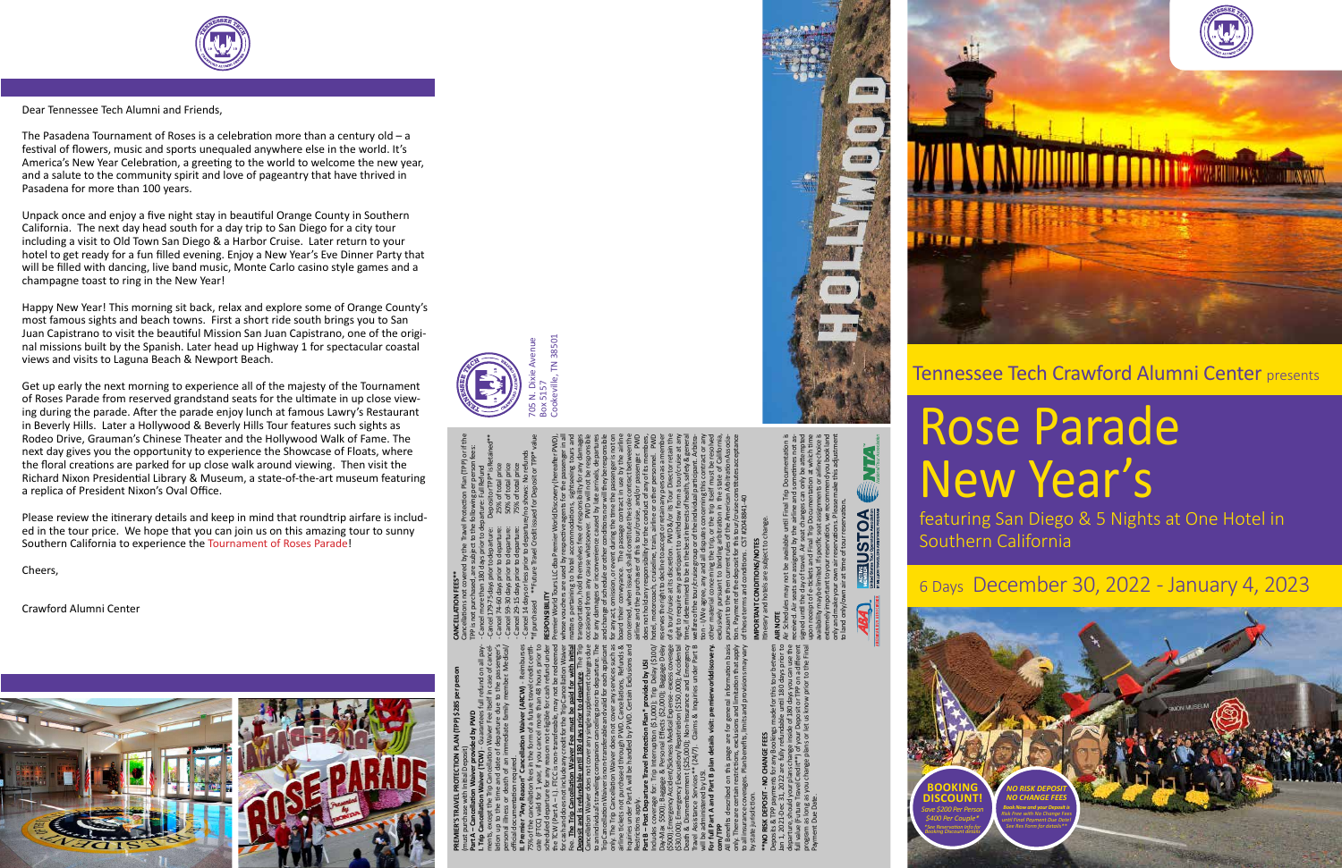Dear Tennessee Tech Alumni and Friends,

The Pasadena Tournament of Roses is a celebration more than a century old – a festival of flowers, music and sports unequaled anywhere else in the world. It's America's New Year Celebration, a greeting to the world to welcome the new year, and a salute to the community spirit and love of pageantry that have thrived in Pasadena for more than 100 years.

Unpack once and enjoy a five night stay in beautiful Orange County in Southern California. The next day head south for a day trip to San Diego for a city tour including a visit to Old Town San Diego & a Harbor Cruise. Later return to your hotel to get ready for a fun filled evening. Enjoy a New Year's Eve Dinner Party that will be filled with dancing, live band music, Monte Carlo casino style games and a champagne toast to ring in the New Year!

Happy New Year! This morning sit back, relax and explore some of Orange County's most famous sights and beach towns. First a short ride south brings you to San Juan Capistrano to visit the beautiful Mission San Juan Capistrano, one of the original missions built by the Spanish. Later head up Highway 1 for spectacular coastal views and visits to Laguna Beach & Newport Beach.

Get up early the next morning to experience all of the majesty of the Tournament of Roses Parade from reserved grandstand seats for the ultimate in up close viewing during the parade. After the parade enjoy lunch at famous Lawry's Restaurant in Beverly Hills. Later a Hollywood & Beverly Hills Tour features such sights as Rodeo Drive, Grauman's Chinese Theater and the Hollywood Walk of Fame. The next day gives you the opportunity to experience the Showcase of Floats, where the floral creations are parked for up close walk around viewing. Then visit the Richard Nixon Presidential Library & Museum, a state-of-the-art museum featuring a replica of President Nixon's Oval Office.

Please review the itinerary details and keep in mind that roundtrip airfare is included in the tour price. We hope that you can join us on this amazing tour to sunny Southern California to experience the Tournament of Roses Parade!

Cheers,

Crawford Alumni Center

**PREMIER'S TRAVEL PROTECTION PLAN (TPP) $285 per person**
(must purchase with initial Deposit)

**Part A – Cancellation Waiver provided by PWD**

**I. Trip Cancellation Waiver (TCW)** – Guarantees full refund on all payments, except the Trip Cancellation Waiver Fee itself in case of cancellation up to the time and date of departure due to the passenger's personal illness or death of an immediate family member. Medical/official documentation required.

**II. Premier "Any Reason" Cancellation Waiver (ARCW)** – Reimburses 75% of the cancellation fees in the form of a future travel credit certificate (FTCC) valid for 1 year if you cancel more than 48 hours prior to scheduled departure for any reason not eligible for cash refund under the TCW (Part A – I). FTCC is non-transferable, may not be redeemed for cash and does not include any credit for the Trip Cancellation Waiver Fee. **The Trip Cancellation Waiver Fee must be paid for with initial Deposit and is refundable until 180 days prior to departure.** The Trip Cancellation Waiver does not cover any single supplement charges due to an individual's traveling companion cancelling prior to departure. The Trip Cancellation Waiver is non-transferable and valid for each applicant only. The Trip Cancellation Waiver does not cover any services such as airline tickets not purchased through PWD. Cancellations, Refunds & Inquiries under Part A will be handled by PWD. Certain Exclusions and Restrictions apply.

**Part B – Post Departure Travel Protection Plan* provided by USI**

Includes coverage for: Trip Interruption ($1,000); Trip Delay ($100/Day Max. $500); Baggage & Personal Effects ($2,000); Baggage Delay ($500); Emergency Accident/Sickness Medical Expense - excess coverage ($30,000); Emergency Evacuation/Repatriation ($150,000); Accidental Death & Dismemberment ($25,000); Non-Insurance and Emergency Travel Assistance Services** (24/7). Claims & Inquiries under Part B will be administered by USI.

**For full Part A and Part B plan details visit: premierworlddiscovery.com/TPP**

All Benefits described on this page are for general information basis only. There are certain restrictions, exclusions and limitations that apply to all insurance coverages. Plan benefits, limits and provisions may vary by state jurisdiction.

****NO RISK DEPOSIT - NO CHANGE FEES**

Deposits & TPP payments for any Bookings made for this tour between Jan 1, 2021-Dec 31, 2022 are fully refundable until 180 days prior to departure. Should your plans change inside of 180 days, you can use the full value (Future Travel Credit**) of your Deposit or TPP on a different program as long as you change plans or let us know prior to the Final Payment Due Date.

**CANCELLATION FEES****

Cancellations not covered by the Travel Protection Plan (TPP) of the TPP is not purchased, are subject to the following per person fees:

- Cancel more than 180 days prior to departure: Full Refund
- Cancel 179-75 days prior to departure: Deposit or TPP* is Retained**
- Cancel 74-60 days prior to departure: 25% of total price
- Cancel 59-30 days prior to departure: 50% of total price
- Cancel 29-15 days prior to departure: 75% of total price
- Cancel 14 days or less prior to departure/no shows: No refunds

*If purchased **Future Travel Credit issued for Deposit or TPP* value

**RESPONSIBILITY**

Premier World Tours LLC dba Premier World Discovery (hereafter PWD), whose vouchers are issued by, and acting only as an agent for the passenger in all matters pertaining to hotel accommodations, sightseeing tours and transportation, hold themselves free of responsibility for any damages occasioned from any cause whatsoever. PWD will not be responsible for any damages or inconvenience caused by late arrivals, departures and change of schedule or other conditions nor will they be responsible for any act, omission, or event during the time the passenger is not on board their conveyance. The passage contract in use by the airline concerned, when issued, shall constitute the sole contract between the airline and the purchaser of this tour and/or passenger. PWD does not hold any responsibility for the conduct of any of its members, hotel, motorcoach, cruiseline, train, airline or other personnel. PWD reserves the right to decline to accept or retain any person as a member of a tour/cruise at its discretion. PWD and/or its Tour Director retain the right to require any participant to withdraw from a tour/cruise at any time, if determined to be in the best interest of health, safety & general welfare of the tour/cruise group or of the individual participant. Arbitration: You agree any and all disputes concerning this contract or any other matter concerning the trip or the trip itself must be resolved exclusively pursuant to binding arbitration in the state of California, pursuant to the then current rules of the American Arbitration Association. The acceptance of the deposit for this tour/cruise constitutes acceptance of these terms and conditions. CST #2048841-40

**IMPORTANT CONDITIONS/NOTES**

Itinerary and hotels are subject to change.

**AIR NOTE**

Air Schedules may not be available until Final Trip Documentation is received. Air seats are assigned by the airline and sometimes not assigned until the day of departure. Final flight itinerary can only be guaranteed upon receipt of e-tickets and Final Trip Documentation at which time availability may be limited. If specific seat assignments or airline choice is extremely important, we recommend that you book a land only and make your own air reservations. Please make the adjustment to land only/own air at time of tour reservation.

705 N. Dixie Avenue
Box 5157
Cookeville, TN 38501

Tennessee Tech Crawford Alumni Center presents

# Rose Parade New Year's

featuring San Diego & 5 Nights at One Hotel in Southern California

## 6 Days December 30, 2022 - January 4, 2023

**BOOKING DISCOUNT!**
Save $200 Per Person
$400 Per Couple*
*See Reservation Info for Booking Discount details

**NO RISK DEPOSIT NO CHANGE FEES**
Book Now and your Deposit is Risk Free with No Change Fees until Final Payment Due Date! See Res Form for details**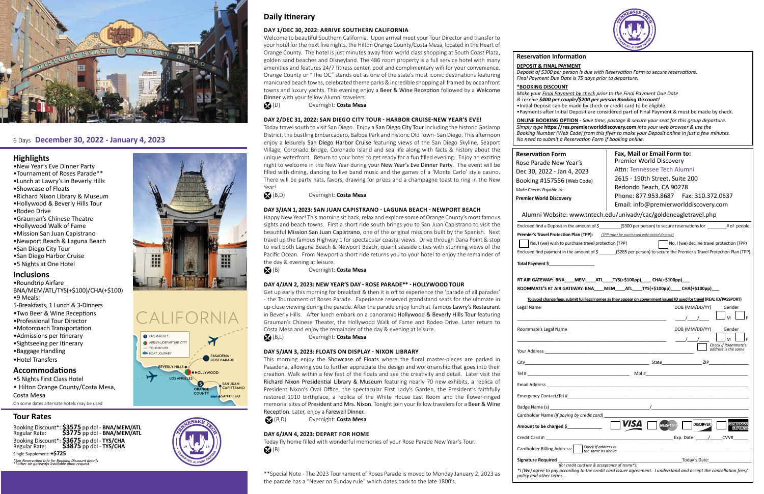6 Days **December 30, 2022 - January 4, 2023**

## Highlights

- New Year's Eve Dinner Party
- Tournament of Roses Parade**
- Lunch at Lawry's in Beverly Hills
- Showcase of Floats
- Richard Nixon Library & Museum
- Hollywood & Beverly Hills Tour
- Rodeo Drive
- Grauman's Chinese Theatre
- Hollywood Walk of Fame
- Mission San Juan Capistrano
- Newport Beach & Laguna Beach
- San Diego City Tour
- San Diego Harbor Cruise
- 5 Nights at One Hotel

## Inclusions

- Roundtrip Airfare BNA/MEM/ATL/TYS(+$100)/CHA(+$100)
- 9 Meals: 5-Breakfasts, 1 Lunch & 3-Dinners
- Two Beer & Wine Receptions
- Professional Tour Director
- Motorcoach Transportation
- Admissions per Itinerary
- Sightseeing per Itinerary
- Baggage Handling
- Hotel Transfers

## Accommodations

- 5 Nights First Class Hotel
- Hilton Orange County/Costa Mesa, Costa Mesa

On some dates alternate hotels may be used

## Tour Rates

Booking Discount*: **$3575** pp dbl - **BNA/MEM/ATL**
Regular Rate: **$3775** pp dbl - **BNA/MEM/ATL**
Booking Discount*: **$3675** pp dbl - **TYS/CHA**
Regular Rate: **$3875** pp dbl - **TYS/CHA**
Single Supplement: **+$725**

*See Reservation Info for Booking Discount details
**other air gateways available upon request

CALIFORNIA

OVERNIGHTS
ARRIVAL/DEPARTURE CITY
TOUR ROUTE
BOAT JOURNEY

PASADENA - ROSE PARADE
BEVERLY HILLS
HOLLYWOOD
LOS ANGELES
5
ORANGE COUNTY
SAN JUAN CAPISTRANO
SAN DIEGO

## Daily Itinerary

### DAY 1/DEC 30, 2022: ARRIVE SOUTHERN CALIFORNIA

Welcome to beautiful Southern California. Upon arrival meet your Tour Director and transfer to your hotel for the next five nights, the Hilton Orange County/Costa Mesa, located in the Heart of Orange County. The hotel is just minutes away from world class shopping at South Coast Plaza, golden sand beaches and Disneyland. The 486 room property is a full service hotel with many amenities and features 24/7 fitness center, pool and complimentary wifi for your convenience. Orange County or "The OC" stands out as one of the state's most iconic destinations featuring manicured beach towns, celebrated theme parks & incredible shopping all framed by oceanfront towns and luxury yachts. This evening enjoy a Beer & Wine Reception followed by a Welcome Dinner with your fellow Alumni travelers.

(D) Overnight: **Costa Mesa**

### DAY 2/DEC 31, 2022: SAN DIEGO CITY TOUR - HARBOR CRUISE-NEW YEAR'S EVE!

Today travel south to visit San Diego. Enjoy a San Diego City Tour including the historic Gaslamp District, the bustling Embarcadero, Balboa Park and historic Old Town- San Diego. This afternoon enjoy a leisurely San Diego Harbor Cruise featuring views of the San Diego Skyline, Seaport Village, Coronado Bridge, Coronado Island and sea life along with facts & history about the unique waterfront. Return to your hotel to get ready for a fun filled evening. Enjoy an exciting night to welcome in the New Year during your New Year's Eve Dinner Party. The event will be filled with dining, dancing to live band music and the games of a 'Monte Carlo' style casino. There will be party hats, favors, drawing for prizes and a champagne toast to ring in the New Year!

(B,D) Overnight: **Costa Mesa**

### DAY 3/JAN 1, 2023: SAN JUAN CAPISTRANO - LAGUNA BEACH - NEWPORT BEACH

Happy New Year! This morning sit back, relax and explore some of Orange County's most famous sights and beach towns. First a short ride south brings you to San Juan Capistrano to visit the beautiful Mission San Juan Capistrano, one of the original missions built by the Spanish. Next travel up the famous Highway 1 for spectacular coastal views. Drive through Dana Point & stop to visit both Laguna Beach & Newport Beach, quaint seaside cities with stunning views of the Pacific Ocean. From Newport a short ride returns you to your hotel to enjoy the remainder of the day & evening at leisure.

(B) Overnight: **Costa Mesa**

### DAY 4/JAN 2, 2023: NEW YEAR'S DAY - ROSE PARADE** - HOLLYWOOD TOUR

Get up early this morning for breakfast & then it is off to experience the 'parade of all parades' - the Tournament of Roses Parade. Experience reserved grandstand seats for the ultimate in up-close viewing during the parade. After the parade enjoy lunch at famous Lawry's Restaurant in Beverly Hills. After lunch embark on a panoramic Hollywood & Beverly Hills Tour featuring Grauman's Chinese Theater, the Hollywood Walk of Fame and Rodeo Drive. Later return to Costa Mesa and enjoy the remainder of the day & evening at leisure.

(B,L) Overnight: **Costa Mesa**

### DAY 5/JAN 3, 2023: FLOATS ON DISPLAY - NIXON LIBRARY

This morning enjoy the Showcase of Floats where the floral master-pieces are parked in Pasadena, allowing you to further appreciate the design and workmanship that goes into their creation. Walk within a few feet of the floats and see the creativity and detail. Later visit the Richard Nixon Presidential Library & Museum featuring nearly 70 new exhibits, a replica of President Nixon's Oval Office, the spectacular First Lady's Garden, the President's faithfully restored 1910 birthplace, a replica of the White House East Room and the flower-ringed memorial sites of President and Mrs. Nixon. Tonight join your fellow travelers for a Beer & Wine Reception. Later, enjoy a Farewell Dinner.

(B,D) Overnight: **Costa Mesa**

### DAY 6/JAN 4, 2023: DEPART FOR HOME

Today fly home filled with wonderful memories of your Rose Parade New Year's Tour.

(B)

**Special Note - The 2023 Tournament of Roses Parade is moved to Monday January 2, 2023 as the parade has a "Never on Sunday rule" which dates back to the late 1800's.

## Reservation Information

**DEPOSIT & FINAL PAYMENT**
*Deposit of $300 per person is due with Reservation Form to secure reservations. Final Payment Due Date is 75 days prior to departure.*

***BOOKING DISCOUNT**
*Make your Final Payment by check prior to the Final Payment Due Date & receive **$400 per couple/$200 per person Booking Discount!***
- Initial Deposit can be made by check or credit card to be eligible.
- Payments after Initial Deposit are considered part of Final Payment & must be made by check.

**ONLINE BOOKING OPTION** - *Save time, postage & secure your seat for this group departure. Simply type* **https://res.premierworlddiscovery.com** *into your web browser & use the Booking Number (Web Code) from this flyer to make your Deposit online in just a few minutes. No need to submit a Reservation Form if booking online.*

**Reservation Form**
Rose Parade New Year's
Dec 30, 2022 - Jan 4, 2023
Booking #157556 (Web Code)
*Make Checks Payable to:*
**Premier World Discovery**

**Fax, Mail or Email Form to:**
Premier World Discovery
Attn: Tennessee Tech Alumni
2615 - 190th Street, Suite 200
Redondo Beach, CA 90278
Phone: 877.953.8687 Fax: 310.372.0637
Email: info@premierworlddiscovery.com

Alumni Website: www.tntech.edu/univadv/cac/goldeneagletravel.php

Enclosed find a Deposit in the amount of $________ ($300 per person) to secure reservations for ________ # of people.

**Premier's Travel Protection Plan (TPP):** *(TPP must be purchased with initial deposit)*

☐ Yes, I (we) wish to purchase travel protection (TPP) ☐ No, I (we) decline travel protection (TPP)

Enclosed find payment in the amount of $ _______ ($285 per person) to secure the Premier's Travel Protection Plan (TPP).

**Total Payment $________________**

**RT AIR GATEWAY: BNA____MEM____ATL____TYS(+$100pp)____ CHA(+$100pp)___**

**ROOMMATE'S RT AIR GATEWAY: BNA____MEM____ATL____TYS(+$100pp)____ CHA(+$100pp)___**

**To avoid change fees, submit full legal names as they appear on government issued ID used for travel (REAL ID/PASSPORT)**

Legal Name ______________________ DOB (MM/DD/YY) ___/___/___ Gender ☐ M ☐ F

Roommate's Legal Name ______________________ DOB (MM/DD/YY) ___/___/___ Gender ☐ M ☐ F

☐ *Check if Roommate's address is the same*

Your Address ______________________

City ______________________ State ________ ZIP ________

Tel # ______________________ Mbl # ______________________

Email Address ______________________

Emergency Contact/Tel # ______________________

Badge Name (s) ____________ / ____________

Cardholder Name *(if paying by credit card)* ______________________

**Amount to be charged $**____________ ☐ VISA ☐ MasterCard ☐ DISCOVER ☐ AMERICAN EXPRESS

Credit Card #: ______________________ Exp. Date: ____/____ CVV# ______

Cardholder Billing Address: ☐ *Check if address is the same as above* ______________________

**Signature Required** ______________________ Today's Date: ____________
*(for credit card use & acceptance of terms*):*

*I (We) agree to pay according to the credit card issuer agreement. I understand and accept the cancellation fees/ policy and other terms.